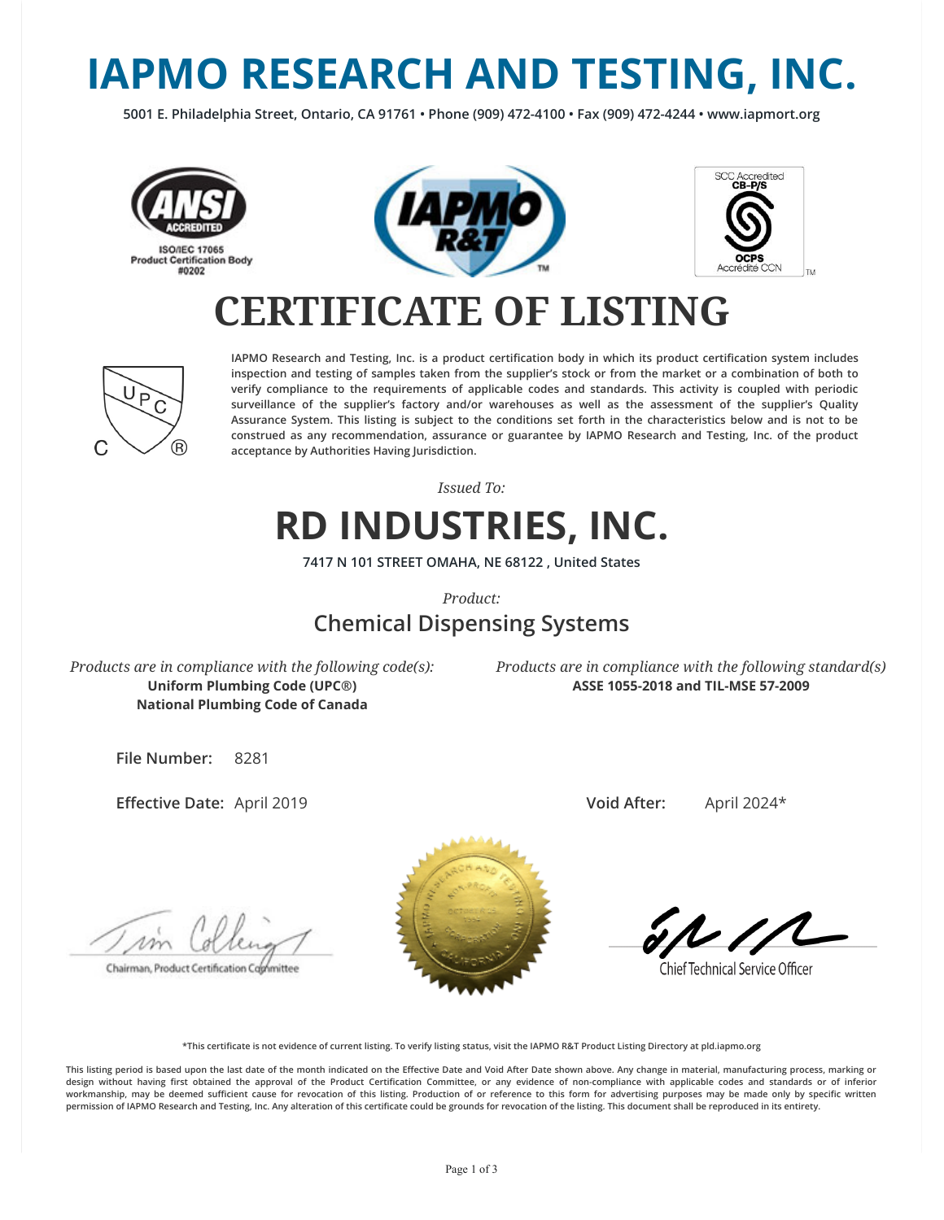# IAPMO RESEARCH AND TESTING, INC.

**5001 E. Philadelphia Street, Ontario, CA 91761 • Phone (909) 472-4100 • Fax (909) 472-4244 • www.iapmort.org**

ANSI ACCREDITED
ISO/IEC 17065
Product Certification Body
#0202

SCC Accredited
CB-P/S
OCPS
Accrédité CCN

# CERTIFICATE OF LISTING

**IAPMO Research and Testing, Inc. is a product certification body in which its product certification system includes inspection and testing of samples taken from the supplier's stock or from the market or a combination of both to verify compliance to the requirements of applicable codes and standards. This activity is coupled with periodic surveillance of the supplier's factory and/or warehouses as well as the assessment of the supplier's Quality Assurance System. This listing is subject to the conditions set forth in the characteristics below and is not to be construed as any recommendation, assurance or guarantee by IAPMO Research and Testing, Inc. of the product acceptance by Authorities Having Jurisdiction.**

*Issued To:*

## RD INDUSTRIES, INC.

**7417 N 101 STREET OMAHA, NE 68122 , United States**

*Product:*

## Chemical Dispensing Systems

*Products are in compliance with the following code(s):*
**Uniform Plumbing Code (UPC®)**
**National Plumbing Code of Canada**

*Products are in compliance with the following standard(s)*
**ASSE 1055-2018 and TIL-MSE 57-2009**

**File Number:** 8281

**Effective Date:** April 2019

**Void After:** April 2024*

Chairman, Product Certification Committee

Chief Technical Service Officer

**\*This certificate is not evidence of current listing. To verify listing status, visit the IAPMO R&T Product Listing Directory at pld.iapmo.org**

**This listing period is based upon the last date of the month indicated on the Effective Date and Void After Date shown above. Any change in material, manufacturing process, marking or design without having first obtained the approval of the Product Certification Committee, or any evidence of non-compliance with applicable codes and standards or of inferior workmanship, may be deemed sufficient cause for revocation of this listing. Production of or reference to this form for advertising purposes may be made only by specific written permission of IAPMO Research and Testing, Inc. Any alteration of this certificate could be grounds for revocation of the listing. This document shall be reproduced in its entirety.**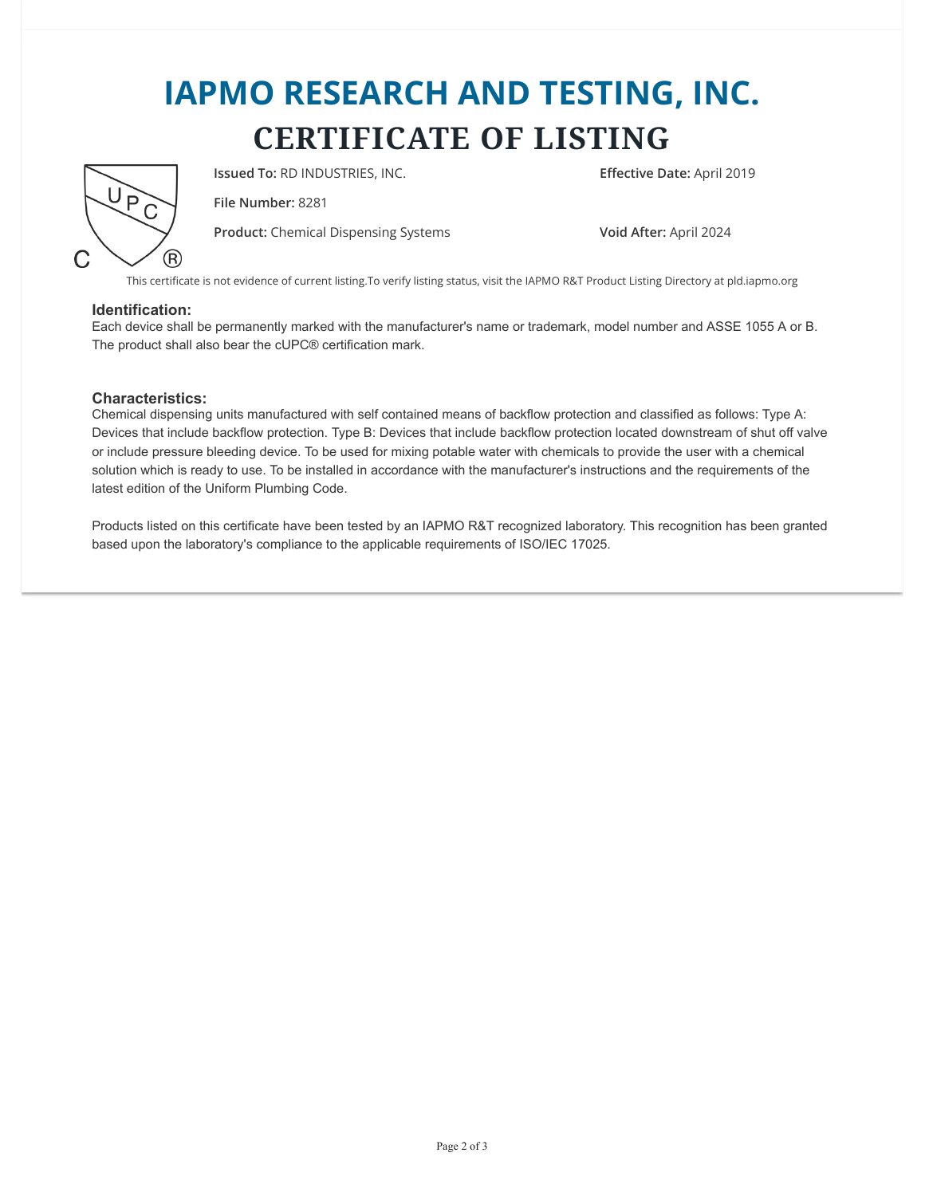# IAPMO RESEARCH AND TESTING, INC.

## CERTIFICATE OF LISTING

**Issued To:** RD INDUSTRIES, INC.

**Effective Date:** April 2019

**File Number:** 8281

**Product:** Chemical Dispensing Systems

**Void After:** April 2024

This certificate is not evidence of current listing.To verify listing status, visit the IAPMO R&T Product Listing Directory at pld.iapmo.org

### Identification:

Each device shall be permanently marked with the manufacturer's name or trademark, model number and ASSE 1055 A or B. The product shall also bear the cUPC® certification mark.

### Characteristics:

Chemical dispensing units manufactured with self contained means of backflow protection and classified as follows: Type A: Devices that include backflow protection. Type B: Devices that include backflow protection located downstream of shut off valve or include pressure bleeding device. To be used for mixing potable water with chemicals to provide the user with a chemical solution which is ready to use. To be installed in accordance with the manufacturer's instructions and the requirements of the latest edition of the Uniform Plumbing Code.

Products listed on this certificate have been tested by an IAPMO R&T recognized laboratory. This recognition has been granted based upon the laboratory's compliance to the applicable requirements of ISO/IEC 17025.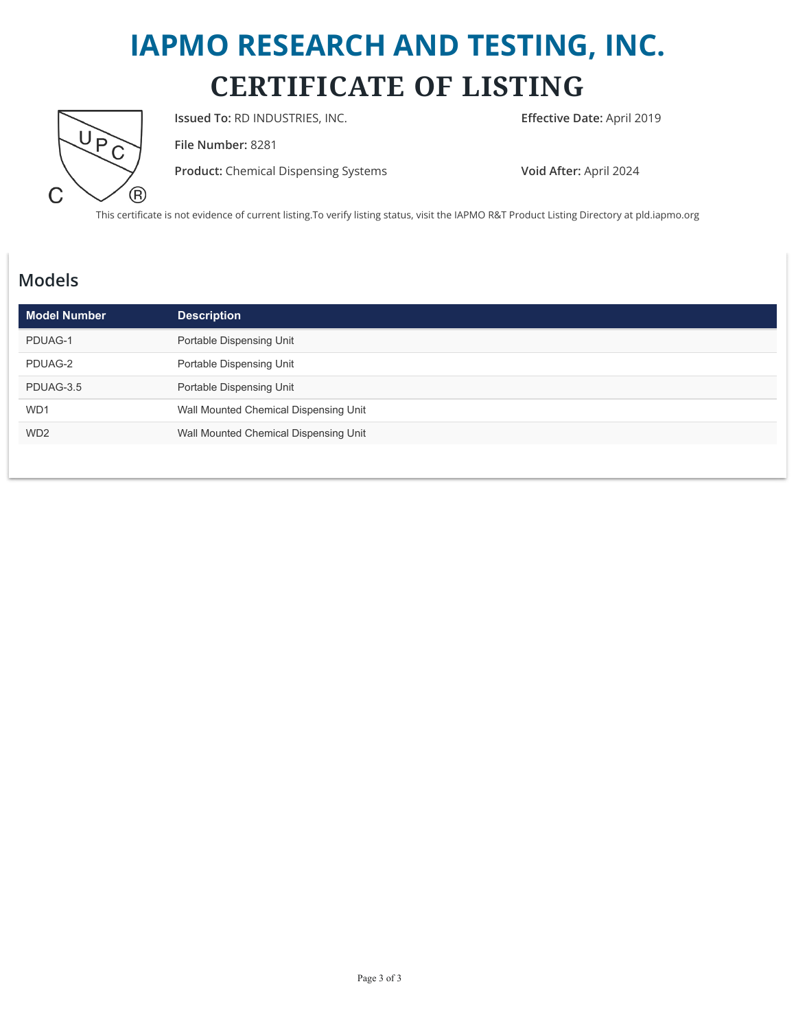# IAPMO RESEARCH AND TESTING, INC.

# CERTIFICATE OF LISTING

**Issued To:** RD INDUSTRIES, INC.

**Effective Date:** April 2019

**File Number:** 8281

**Product:** Chemical Dispensing Systems

**Void After:** April 2024

This certificate is not evidence of current listing.To verify listing status, visit the IAPMO R&T Product Listing Directory at pld.iapmo.org

## Models

| Model Number | Description |
| --- | --- |
| PDUAG-1 | Portable Dispensing Unit |
| PDUAG-2 | Portable Dispensing Unit |
| PDUAG-3.5 | Portable Dispensing Unit |
| WD1 | Wall Mounted Chemical Dispensing Unit |
| WD2 | Wall Mounted Chemical Dispensing Unit |